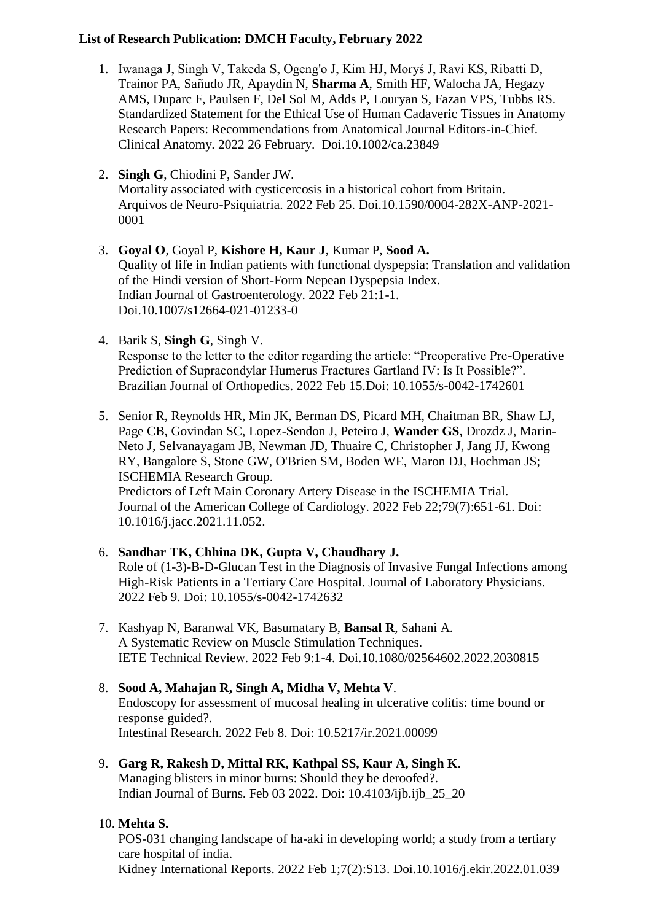**List of Research Publication: DMCH Faculty, February 2022**

1. Iwanaga J, Singh V, Takeda S, Ogeng'o J, Kim HJ, Moryś J, Ravi KS, Ribatti D, Trainor PA, Sañudo JR, Apaydin N, **Sharma A**, Smith HF, Walocha JA, Hegazy AMS, Duparc F, Paulsen F, Del Sol M, Adds P, Louryan S, Fazan VPS, Tubbs RS. Standardized Statement for the Ethical Use of Human Cadaveric Tissues in Anatomy Research Papers: Recommendations from Anatomical Journal Editors-in-Chief. Clinical Anatomy. 2022 26 February. Doi.10.1002/ca.23849

2. **Singh G**, Chiodini P, Sander JW.
   Mortality associated with cysticercosis in a historical cohort from Britain.
   Arquivos de Neuro-Psiquiatria. 2022 Feb 25. Doi.10.1590/0004-282X-ANP-2021-0001

3. **Goyal O**, Goyal P, **Kishore H, Kaur J**, Kumar P, **Sood A.**
   Quality of life in Indian patients with functional dyspepsia: Translation and validation of the Hindi version of Short-Form Nepean Dyspepsia Index.
   Indian Journal of Gastroenterology. 2022 Feb 21:1-1.
   Doi.10.1007/s12664-021-01233-0

4. Barik S, **Singh G**, Singh V.
   Response to the letter to the editor regarding the article: "Preoperative Pre-Operative Prediction of Supracondylar Humerus Fractures Gartland IV: Is It Possible?".
   Brazilian Journal of Orthopedics. 2022 Feb 15.Doi: 10.1055/s-0042-1742601

5. Senior R, Reynolds HR, Min JK, Berman DS, Picard MH, Chaitman BR, Shaw LJ, Page CB, Govindan SC, Lopez-Sendon J, Peteiro J, **Wander GS**, Drozdz J, Marin-Neto J, Selvanayagam JB, Newman JD, Thuaire C, Christopher J, Jang JJ, Kwong RY, Bangalore S, Stone GW, O'Brien SM, Boden WE, Maron DJ, Hochman JS; ISCHEMIA Research Group.
   Predictors of Left Main Coronary Artery Disease in the ISCHEMIA Trial.
   Journal of the American College of Cardiology. 2022 Feb 22;79(7):651-61. Doi: 10.1016/j.jacc.2021.11.052.

6. **Sandhar TK, Chhina DK, Gupta V, Chaudhary J.**
   Role of (1-3)-B-D-Glucan Test in the Diagnosis of Invasive Fungal Infections among High-Risk Patients in a Tertiary Care Hospital. Journal of Laboratory Physicians. 2022 Feb 9. Doi: 10.1055/s-0042-1742632

7. Kashyap N, Baranwal VK, Basumatary B, **Bansal R**, Sahani A.
   A Systematic Review on Muscle Stimulation Techniques.
   IETE Technical Review. 2022 Feb 9:1-4. Doi.10.1080/02564602.2022.2030815

8. **Sood A, Mahajan R, Singh A, Midha V, Mehta V**.
   Endoscopy for assessment of mucosal healing in ulcerative colitis: time bound or response guided?.
   Intestinal Research. 2022 Feb 8. Doi: 10.5217/ir.2021.00099

9. **Garg R, Rakesh D, Mittal RK, Kathpal SS, Kaur A, Singh K**.
   Managing blisters in minor burns: Should they be deroofed?.
   Indian Journal of Burns. Feb 03 2022. Doi: 10.4103/ijb.ijb_25_20

10. **Mehta S.**
    POS-031 changing landscape of ha-aki in developing world; a study from a tertiary care hospital of india.
    Kidney International Reports. 2022 Feb 1;7(2):S13. Doi.10.1016/j.ekir.2022.01.039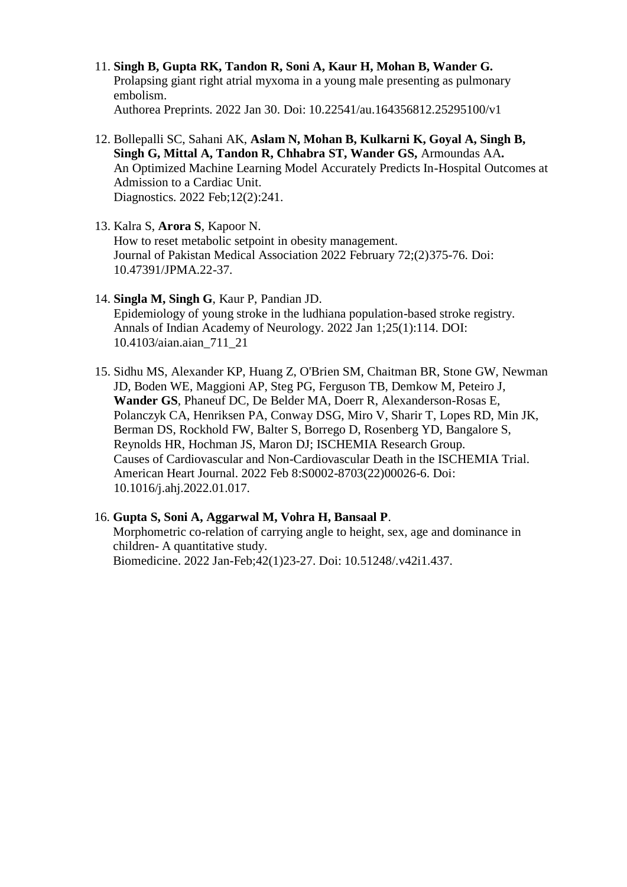11. **Singh B, Gupta RK, Tandon R, Soni A, Kaur H, Mohan B, Wander G.**
    Prolapsing giant right atrial myxoma in a young male presenting as pulmonary embolism.
    Authorea Preprints. 2022 Jan 30. Doi: 10.22541/au.164356812.25295100/v1

12. Bollepalli SC, Sahani AK, **Aslam N, Mohan B, Kulkarni K, Goyal A, Singh B, Singh G, Mittal A, Tandon R, Chhabra ST, Wander GS,** Armoundas AA**.**
    An Optimized Machine Learning Model Accurately Predicts In-Hospital Outcomes at Admission to a Cardiac Unit.
    Diagnostics. 2022 Feb;12(2):241.

13. Kalra S, **Arora S**, Kapoor N.
    How to reset metabolic setpoint in obesity management.
    Journal of Pakistan Medical Association 2022 February 72;(2)375-76. Doi: 10.47391/JPMA.22-37.

14. **Singla M, Singh G**, Kaur P, Pandian JD.
    Epidemiology of young stroke in the ludhiana population-based stroke registry.
    Annals of Indian Academy of Neurology. 2022 Jan 1;25(1):114. DOI: 10.4103/aian.aian_711_21

15. Sidhu MS, Alexander KP, Huang Z, O'Brien SM, Chaitman BR, Stone GW, Newman JD, Boden WE, Maggioni AP, Steg PG, Ferguson TB, Demkow M, Peteiro J, **Wander GS**, Phaneuf DC, De Belder MA, Doerr R, Alexanderson-Rosas E, Polanczyk CA, Henriksen PA, Conway DSG, Miro V, Sharir T, Lopes RD, Min JK, Berman DS, Rockhold FW, Balter S, Borrego D, Rosenberg YD, Bangalore S, Reynolds HR, Hochman JS, Maron DJ; ISCHEMIA Research Group.
    Causes of Cardiovascular and Non-Cardiovascular Death in the ISCHEMIA Trial.
    American Heart Journal. 2022 Feb 8:S0002-8703(22)00026-6. Doi: 10.1016/j.ahj.2022.01.017.

16. **Gupta S, Soni A, Aggarwal M, Vohra H, Bansaal P**.
    Morphometric co-relation of carrying angle to height, sex, age and dominance in children- A quantitative study.
    Biomedicine. 2022 Jan-Feb;42(1)23-27. Doi: 10.51248/.v42i1.437.